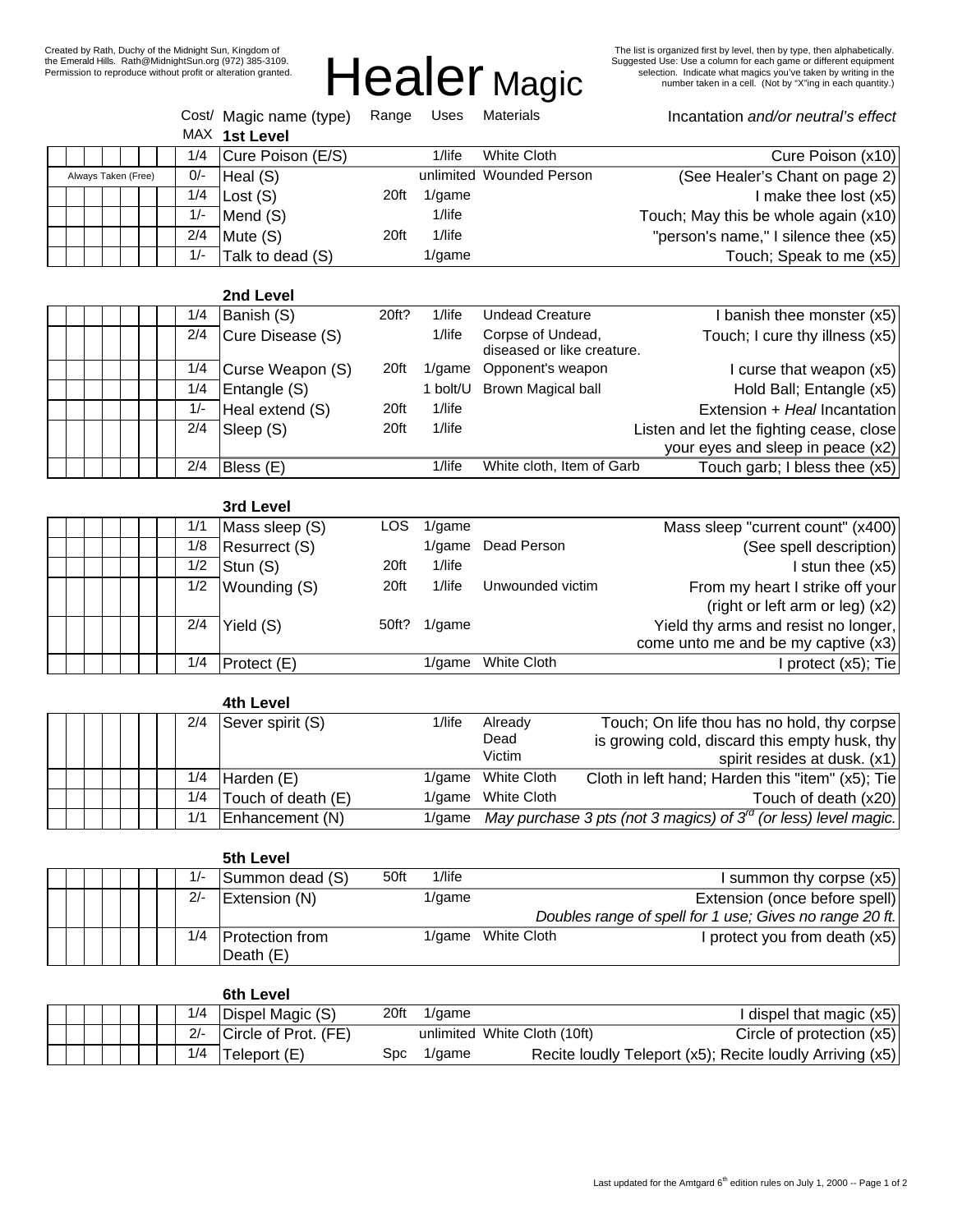Created by Rath, Duchy of the Midnight Sun, Kingdom of the Emerald Hills. Rath@MidnightSun.org (972) 385-3109. Permission to reproduce without profit or alteration granted.

# Healer Magic

The list is organized first by level, then by type, then alphabetically. Suggested Use: Use a column for each game or different equipment selection. Indicate what magics you've taken by writing in the number taken in a cell. (Not by "X"ing in each quantity.)

| | Cost/ MAX | Magic name (type) | Range | Uses | Materials | Incantation *and/or neutral's effect* |
|---|---|---|---|---|---|---|
| | | **1st Level** | | | | |
| | 1/4 | Cure Poison (E/S) | | 1/life | White Cloth | Cure Poison (x10) |
| Always Taken (Free) | 0/- | Heal (S) | | unlimited | Wounded Person | (See Healer's Chant on page 2) |
| | 1/4 | Lost (S) | 20ft | 1/game | | I make thee lost (x5) |
| | 1/- | Mend (S) | | 1/life | | Touch; May this be whole again (x10) |
| | 2/4 | Mute (S) | 20ft | 1/life | | "person's name," I silence thee (x5) |
| | 1/- | Talk to dead (S) | | 1/game | | Touch; Speak to me (x5) |
| | | **2nd Level** | | | | |
| | 1/4 | Banish (S) | 20ft? | 1/life | Undead Creature | I banish thee monster (x5) |
| | 2/4 | Cure Disease (S) | | 1/life | Corpse of Undead, diseased or like creature. | Touch; I cure thy illness (x5) |
| | 1/4 | Curse Weapon (S) | 20ft | 1/game | Opponent's weapon | I curse that weapon (x5) |
| | 1/4 | Entangle (S) | | 1 bolt/U | Brown Magical ball | Hold Ball; Entangle (x5) |
| | 1/- | Heal extend (S) | 20ft | 1/life | | Extension + *Heal* Incantation |
| | 2/4 | Sleep (S) | 20ft | 1/life | | Listen and let the fighting cease, close your eyes and sleep in peace (x2) |
| | 2/4 | Bless (E) | | 1/life | White cloth, Item of Garb | Touch garb; I bless thee (x5) |
| | | **3rd Level** | | | | |
| | 1/1 | Mass sleep (S) | LOS | 1/game | | Mass sleep "current count" (x400) |
| | 1/8 | Resurrect (S) | | 1/game | Dead Person | (See spell description) |
| | 1/2 | Stun (S) | 20ft | 1/life | | I stun thee (x5) |
| | 1/2 | Wounding (S) | 20ft | 1/life | Unwounded victim | From my heart I strike off your (right or left arm or leg) (x2) |
| | 2/4 | Yield (S) | 50ft? | 1/game | | Yield thy arms and resist no longer, come unto me and be my captive (x3) |
| | 1/4 | Protect (E) | | 1/game | White Cloth | I protect (x5); Tie |
| | | **4th Level** | | | | |
| | 2/4 | Sever spirit (S) | | 1/life | Already Dead Victim | Touch; On life thou has no hold, thy corpse is growing cold, discard this empty husk, thy spirit resides at dusk. (x1) |
| | 1/4 | Harden (E) | | 1/game | White Cloth | Cloth in left hand; Harden this "item" (x5); Tie |
| | 1/4 | Touch of death (E) | | 1/game | White Cloth | Touch of death (x20) |
| | 1/1 | Enhancement (N) | | 1/game | | *May purchase 3 pts (not 3 magics) of 3rd (or less) level magic.* |
| | | **5th Level** | | | | |
| | 1/- | Summon dead (S) | 50ft | 1/life | | I summon thy corpse (x5) |
| | 2/- | Extension (N) | | 1/game | | Extension (once before spell) *Doubles range of spell for 1 use; Gives no range 20 ft.* |
| | 1/4 | Protection from Death (E) | | 1/game | White Cloth | I protect you from death (x5) |
| | | **6th Level** | | | | |
| | 1/4 | Dispel Magic (S) | 20ft | 1/game | | I dispel that magic (x5) |
| | 2/- | Circle of Prot. (FE) | | unlimited | White Cloth (10ft) | Circle of protection (x5) |
| | 1/4 | Teleport (E) | Spc | 1/game | | Recite loudly Teleport (x5); Recite loudly Arriving (x5) |

Last updated for the Amtgard 6th edition rules on July 1, 2000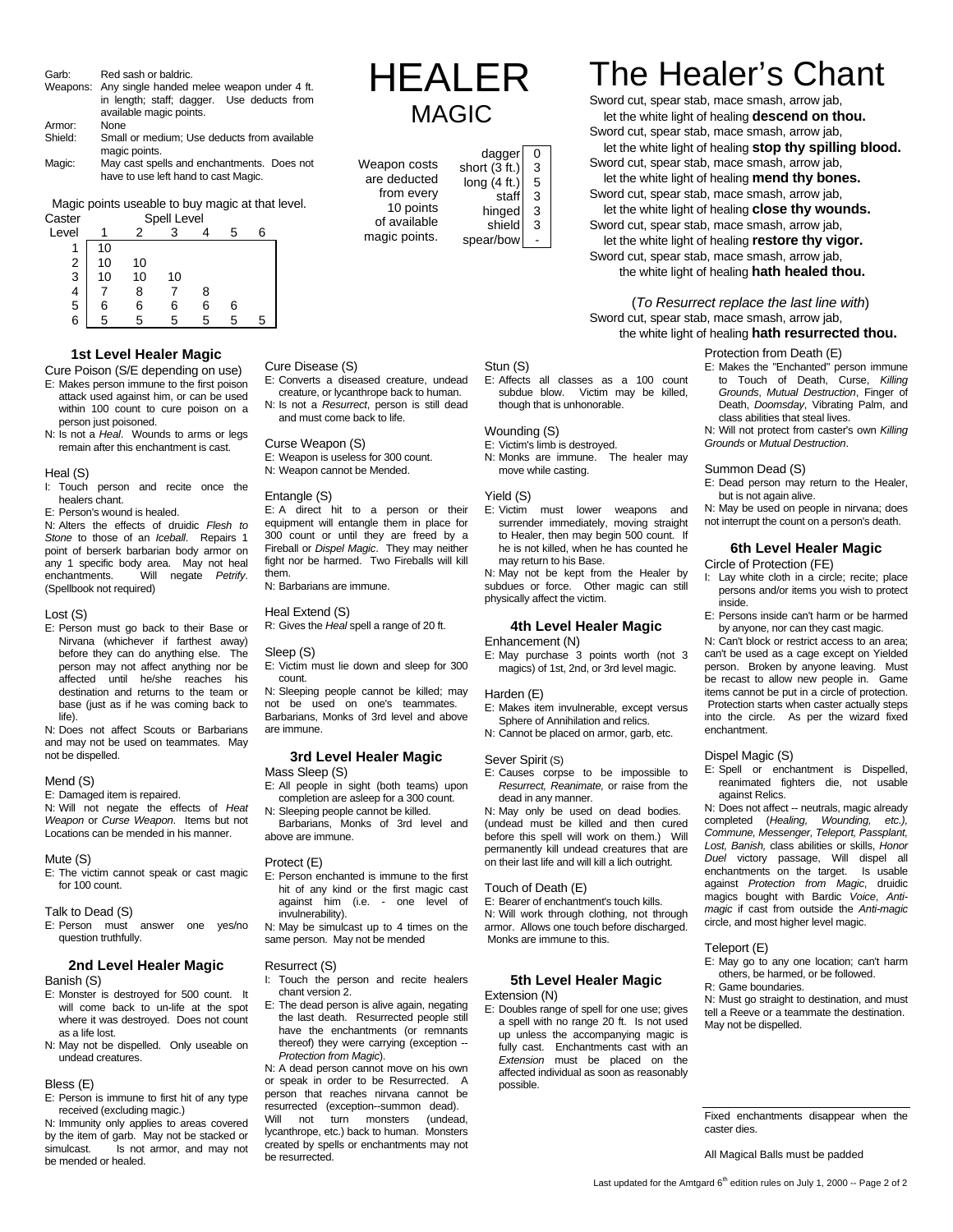# HEALER

## MAGIC

Garb: Red sash or baldric.

Weapons: Any single handed melee weapon under 4 ft. in length; staff; dagger. Use deducts from available magic points.

Armor: None

Shield: Small or medium; Use deducts from available magic points.

Magic: May cast spells and enchantments. Does not have to use left hand to cast Magic.

Magic points useable to buy magic at that level.

| Caster Level | Spell Level 1 | 2 | 3 | 4 | 5 | 6 |
|---|---|---|---|---|---|---|
| 1 | 10 | | | | | |
| 2 | 10 | 10 | | | | |
| 3 | 10 | 10 | 10 | | | |
| 4 | 7 | 8 | 7 | 8 | | |
| 5 | 6 | 6 | 6 | 6 | 6 | |
| 6 | 5 | 5 | 5 | 5 | 5 | 5 |

Weapon costs are deducted from every 10 points of available magic points.

| | |
|---|---|
| dagger | 0 |
| short (3 ft.) | 3 |
| long (4 ft.) | 5 |
| staff | 3 |
| hinged | 3 |
| shield | 3 |
| spear/bow | - |

# The Healer's Chant

Sword cut, spear stab, mace smash, arrow jab,
let the white light of healing **descend on thou.**
Sword cut, spear stab, mace smash, arrow jab,
let the white light of healing **stop thy spilling blood.**
Sword cut, spear stab, mace smash, arrow jab,
let the white light of healing **mend thy bones.**
Sword cut, spear stab, mace smash, arrow jab,
let the white light of healing **close thy wounds.**
Sword cut, spear stab, mace smash, arrow jab,
let the white light of healing **restore thy vigor.**
Sword cut, spear stab, mace smash, arrow jab,
the white light of healing **hath healed thou.**

(*To Resurrect replace the last line with*)
Sword cut, spear stab, mace smash, arrow jab,
the white light of healing **hath resurrected thou.**

### 1st Level Healer Magic

Cure Poison (S/E depending on use)
E: Makes person immune to the first poison attack used against him, or can be used within 100 count to cure poison on a person just poisoned.
N: Is not a *Heal*. Wounds to arms or legs remain after this enchantment is cast.

Heal (S)
I: Touch person and recite once the healers chant.
E: Person's wound is healed.
N: Alters the effects of druidic *Flesh to Stone* to those of an *Iceball*. Repairs 1 point of berserk barbarian body armor on any 1 specific body area. May not heal enchantments. Will negate *Petrify*. (Spellbook not required)

Lost (S)
E: Person must go back to their Base or Nirvana (whichever if farthest away) before they can do anything else. The person may not affect anything nor be affected until he/she reaches his destination and returns to the team or base (just as if he was coming back to life).
N: Does not affect Scouts or Barbarians and may not be used on teammates. May not be dispelled.

Mend (S)
E: Damaged item is repaired.
N: Will not negate the effects of *Heat Weapon* or *Curse Weapon*. Items but not Locations can be mended in his manner.

Mute (S)
E: The victim cannot speak or cast magic for 100 count.

Talk to Dead (S)
E: Person must answer one yes/no question truthfully.

### 2nd Level Healer Magic

Banish (S)
E: Monster is destroyed for 500 count. It will come back to un-life at the spot where it was destroyed. Does not count as a life lost.
N: May not be dispelled. Only useable on undead creatures.

Bless (E)
E: Person is immune to first hit of any type received (excluding magic.)
N: Immunity only applies to areas covered by the item of garb. May not be stacked or simulcast. Is not armor, and may not be mended or healed.

Cure Disease (S)
E: Converts a diseased creature, undead creature, or lycanthrope back to human.
N: Is not a *Resurrect*, person is still dead and must come back to life.

Curse Weapon (S)
E: Weapon is useless for 300 count.
N: Weapon cannot be Mended.

Entangle (S)
E: A direct hit to a person or their equipment will entangle them in place for 300 count or until they are freed by a Fireball or *Dispel Magic*. They may neither fight nor be harmed. Two Fireballs will kill them.
N: Barbarians are immune.

Heal Extend (S)
R: Gives the *Heal* spell a range of 20 ft.

Sleep (S)
E: Victim must lie down and sleep for 300 count.
N: Sleeping people cannot be killed; may not be used on one's teammates. Barbarians, Monks of 3rd level and above are immune.

### 3rd Level Healer Magic

Mass Sleep (S)
E: All people in sight (both teams) upon completion are asleep for a 300 count.
N: Sleeping people cannot be killed.
Barbarians, Monks of 3rd level and above are immune.

Protect (E)
E: Person enchanted is immune to the first hit of any kind or the first magic cast against him (i.e. - one level of invulnerability).
N: May be simulcast up to 4 times on the same person. May not be mended

Resurrect (S)
I: Touch the person and recite healers chant version 2.
E: The dead person is alive again, negating the last death. Resurrected people still have the enchantments (or remnants thereof) they were carrying (exception -- *Protection from Magic*).
N: A dead person cannot move on his own or speak in order to be Resurrected. A person that reaches nirvana cannot be resurrected (exception--summon dead). Will not turn monsters (undead, lycanthrope, etc.) back to human. Monsters created by spells or enchantments may not be resurrected.

Stun (S)
E: Affects all classes as a 100 count subdue blow. Victim may be killed, though that is unhonorable.

Wounding (S)
E: Victim's limb is destroyed.
N: Monks are immune. The healer may move while casting.

Yield (S)
E: Victim must lower weapons and surrender immediately, moving straight to Healer, then may begin 500 count. If he is not killed, when he has counted he may return to his Base.
N: May not be kept from the Healer by subdues or force. Other magic can still physically affect the victim.

### 4th Level Healer Magic

Enhancement (N)
E: May purchase 3 points worth (not 3 magics) of 1st, 2nd, or 3rd level magic.

Harden (E)
E: Makes item invulnerable, except versus Sphere of Annihilation and relics.
N: Cannot be placed on armor, garb, etc.

Sever Spirit (S)
E: Causes corpse to be impossible to *Resurrect, Reanimate,* or raise from the dead in any manner.
N: May only be used on dead bodies. (undead must be killed and then cured before this spell will work on them.) Will permanently kill undead creatures that are on their last life and will kill a lich outright.

Touch of Death (E)
E: Bearer of enchantment's touch kills.
N: Will work through clothing, not through armor. Allows one touch before discharged. Monks are immune to this.

### 5th Level Healer Magic

Extension (N)
E: Doubles range of spell for one use; gives a spell with no range 20 ft. Is not used up unless the accompanying magic is fully cast. Enchantments cast with an *Extension* must be placed on the affected individual as soon as reasonably possible.

Protection from Death (E)
E: Makes the "Enchanted" person immune to Touch of Death, Curse, *Killing Grounds*, *Mutual Destruction*, Finger of Death, *Doomsday*, Vibrating Palm, and class abilities that steal lives.
N: Will not protect from caster's own *Killing Grounds* or *Mutual Destruction*.

Summon Dead (S)
E: Dead person may return to the Healer, but is not again alive.
N: May be used on people in nirvana; does not interrupt the count on a person's death.

### 6th Level Healer Magic

Circle of Protection (FE)
I: Lay white cloth in a circle; recite; place persons and/or items you wish to protect inside.
E: Persons inside can't harm or be harmed by anyone, nor can they cast magic.
N: Can't block or restrict access to an area; can't be used as a cage except on Yielded person. Broken by anyone leaving. Must be recast to allow new people in. Game items cannot be put in a circle of protection. Protection starts when caster actually steps into the circle. As per the wizard fixed enchantment.

Dispel Magic (S)
E: Spell or enchantment is Dispelled, reanimated fighters die, not usable against Relics.
N: Does not affect -- neutrals, magic already completed (*Healing, Wounding, etc.), Commune, Messenger, Teleport, Passplant, Lost, Banish,* class abilities or skills, *Honor Duel* victory passage, Will dispel all enchantments on the target. Is usable against *Protection from Magic*, druidic magics bought with Bardic *Voice*, *Anti-magic* if cast from outside the *Anti-magic* circle, and most higher level magic.

Teleport (E)
E: May go to any one location; can't harm others, be harmed, or be followed.
R: Game boundaries.
N: Must go straight to destination, and must tell a Reeve or a teammate the destination. May not be dispelled.

---

Fixed enchantments disappear when the caster dies.

All Magical Balls must be padded

Last updated for the Amtgard 6th edition rules on July 1, 2000